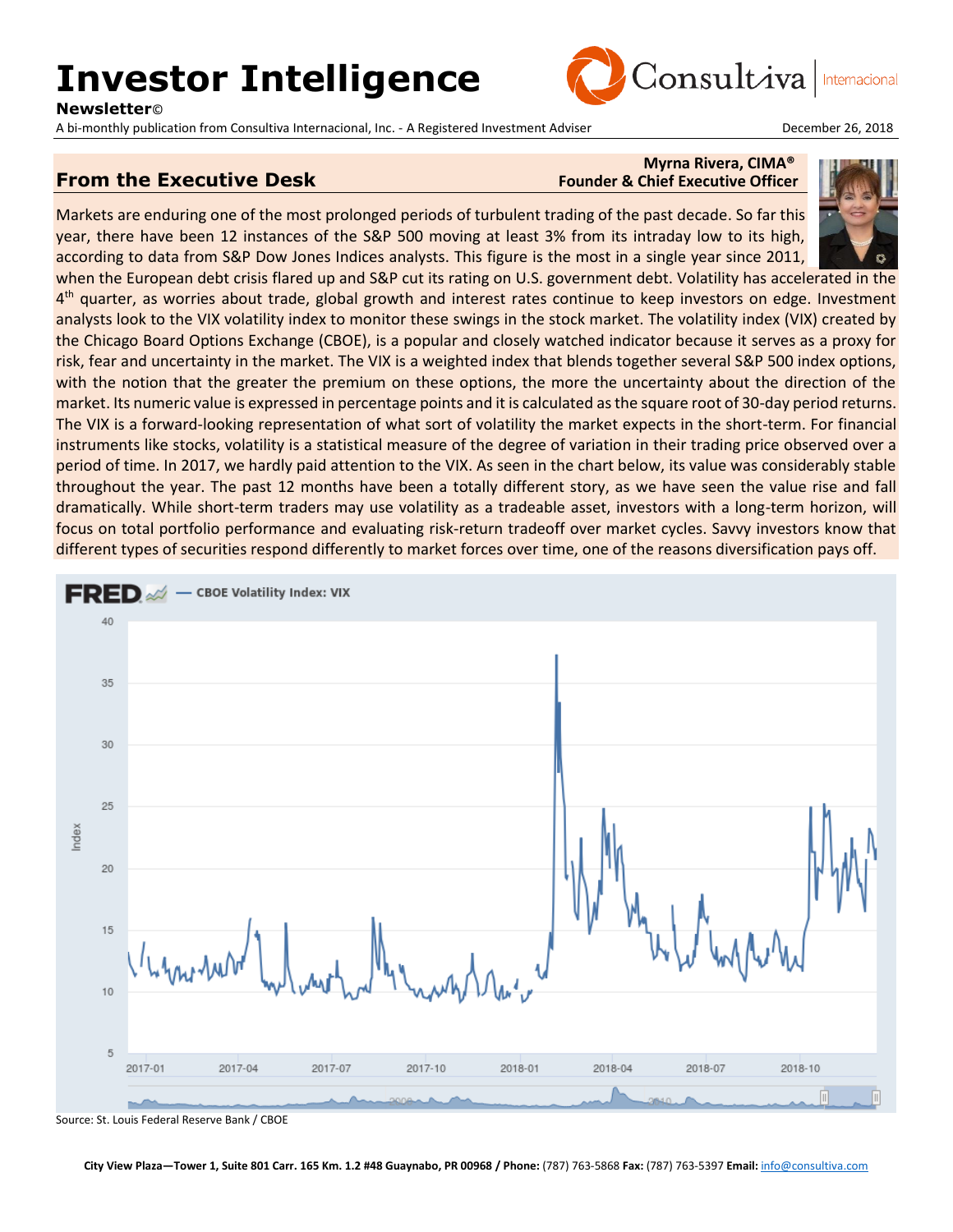# Investor Intelligence

**Newsletter©**

A bi-monthly publication from Consultiva Internacional, Inc. - A Registered Investment Adviser

December 26, 2018

## From the Executive Desk

**Myrna Rivera, CIMA®**
**Founder & Chief Executive Officer**

Markets are enduring one of the most prolonged periods of turbulent trading of the past decade. So far this year, there have been 12 instances of the S&P 500 moving at least 3% from its intraday low to its high, according to data from S&P Dow Jones Indices analysts. This figure is the most in a single year since 2011, when the European debt crisis flared up and S&P cut its rating on U.S. government debt. Volatility has accelerated in the 4th quarter, as worries about trade, global growth and interest rates continue to keep investors on edge. Investment analysts look to the VIX volatility index to monitor these swings in the stock market. The volatility index (VIX) created by the Chicago Board Options Exchange (CBOE), is a popular and closely watched indicator because it serves as a proxy for risk, fear and uncertainty in the market. The VIX is a weighted index that blends together several S&P 500 index options, with the notion that the greater the premium on these options, the more the uncertainty about the direction of the market. Its numeric value is expressed in percentage points and it is calculated as the square root of 30-day period returns. The VIX is a forward-looking representation of what sort of volatility the market expects in the short-term. For financial instruments like stocks, volatility is a statistical measure of the degree of variation in their trading price observed over a period of time. In 2017, we hardly paid attention to the VIX. As seen in the chart below, its value was considerably stable throughout the year. The past 12 months have been a totally different story, as we have seen the value rise and fall dramatically. While short-term traders may use volatility as a tradeable asset, investors with a long-term horizon, will focus on total portfolio performance and evaluating risk-return tradeoff over market cycles. Savvy investors know that different types of securities respond differently to market forces over time, one of the reasons diversification pays off.

FRED — CBOE Volatility Index: VIX

Source: St. Louis Federal Reserve Bank / CBOE

**City View Plaza—Tower 1, Suite 801 Carr. 165 Km. 1.2 #48 Guaynabo, PR 00968 / Phone:** (787) 763-5868 **Fax:** (787) 763-5397 **Email:** info@consultiva.com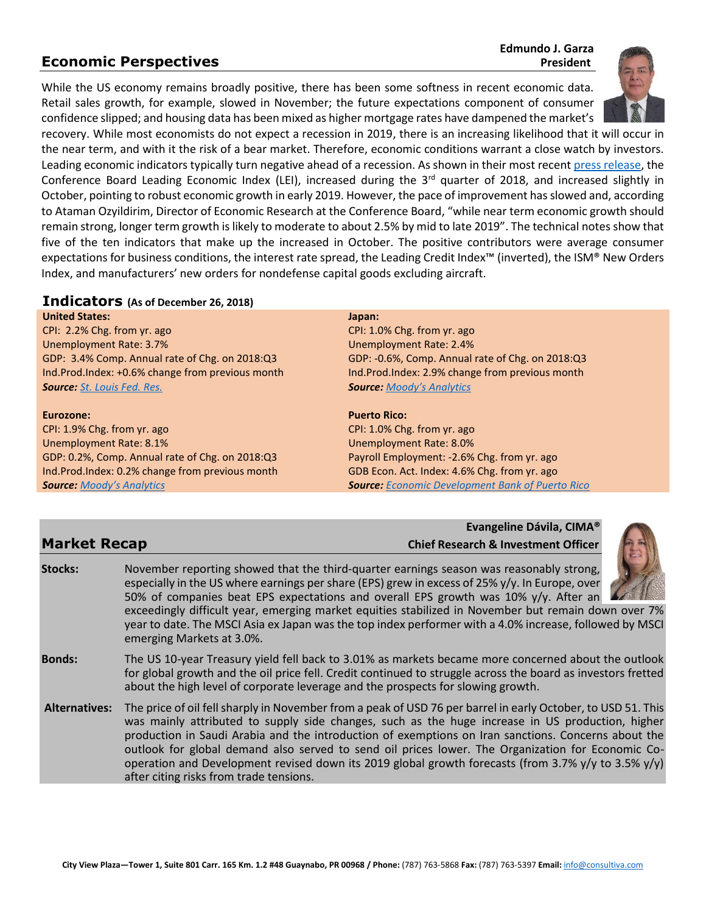## Economic Perspectives

**Edmundo J. Garza**
**President**

While the US economy remains broadly positive, there has been some softness in recent economic data. Retail sales growth, for example, slowed in November; the future expectations component of consumer confidence slipped; and housing data has been mixed as higher mortgage rates have dampened the market's recovery. While most economists do not expect a recession in 2019, there is an increasing likelihood that it will occur in the near term, and with it the risk of a bear market. Therefore, economic conditions warrant a close watch by investors. Leading economic indicators typically turn negative ahead of a recession. As shown in their most recent press release, the Conference Board Leading Economic Index (LEI), increased during the 3rd quarter of 2018, and increased slightly in October, pointing to robust economic growth in early 2019. However, the pace of improvement has slowed and, according to Ataman Ozyildirim, Director of Economic Research at the Conference Board, "while near term economic growth should remain strong, longer term growth is likely to moderate to about 2.5% by mid to late 2019". The technical notes show that five of the ten indicators that make up the increased in October. The positive contributors were average consumer expectations for business conditions, the interest rate spread, the Leading Credit Index™ (inverted), the ISM® New Orders Index, and manufacturers' new orders for nondefense capital goods excluding aircraft.

## Indicators (As of December 26, 2018)

**United States:**
CPI: 2.2% Chg. from yr. ago
Unemployment Rate: 3.7%
GDP: 3.4% Comp. Annual rate of Chg. on 2018:Q3
Ind.Prod.Index: +0.6% change from previous month
***Source:*** *St. Louis Fed. Res.*

**Eurozone:**
CPI: 1.9% Chg. from yr. ago
Unemployment Rate: 8.1%
GDP: 0.2%, Comp. Annual rate of Chg. on 2018:Q3
Ind.Prod.Index: 0.2% change from previous month
***Source:*** *Moody's Analytics*

**Japan:**
CPI: 1.0% Chg. from yr. ago
Unemployment Rate: 2.4%
GDP: -0.6%, Comp. Annual rate of Chg. on 2018:Q3
Ind.Prod.Index: 2.9% change from previous month
***Source:*** *Moody's Analytics*

**Puerto Rico:**
CPI: 1.0% Chg. from yr. ago
Unemployment Rate: 8.0%
Payroll Employment: -2.6% Chg. from yr. ago
GDB Econ. Act. Index: 4.6% Chg. from yr. ago
***Source:*** *Economic Development Bank of Puerto Rico*

## Market Recap

**Evangeline Dávila, CIMA®**
**Chief Research & Investment Officer**

**Stocks:** November reporting showed that the third-quarter earnings season was reasonably strong, especially in the US where earnings per share (EPS) grew in excess of 25% y/y. In Europe, over 50% of companies beat EPS expectations and overall EPS growth was 10% y/y. After an exceedingly difficult year, emerging market equities stabilized in November but remain down over 7% year to date. The MSCI Asia ex Japan was the top index performer with a 4.0% increase, followed by MSCI emerging Markets at 3.0%.

**Bonds:** The US 10-year Treasury yield fell back to 3.01% as markets became more concerned about the outlook for global growth and the oil price fell. Credit continued to struggle across the board as investors fretted about the high level of corporate leverage and the prospects for slowing growth.

**Alternatives:** The price of oil fell sharply in November from a peak of USD 76 per barrel in early October, to USD 51. This was mainly attributed to supply side changes, such as the huge increase in US production, higher production in Saudi Arabia and the introduction of exemptions on Iran sanctions. Concerns about the outlook for global demand also served to send oil prices lower. The Organization for Economic Co-operation and Development revised down its 2019 global growth forecasts (from 3.7% y/y to 3.5% y/y) after citing risks from trade tensions.

**City View Plaza—Tower 1, Suite 801 Carr. 165 Km. 1.2 #48 Guaynabo, PR 00968 / Phone:** (787) 763-5868 **Fax:** (787) 763-5397 **Email:** info@consultiva.com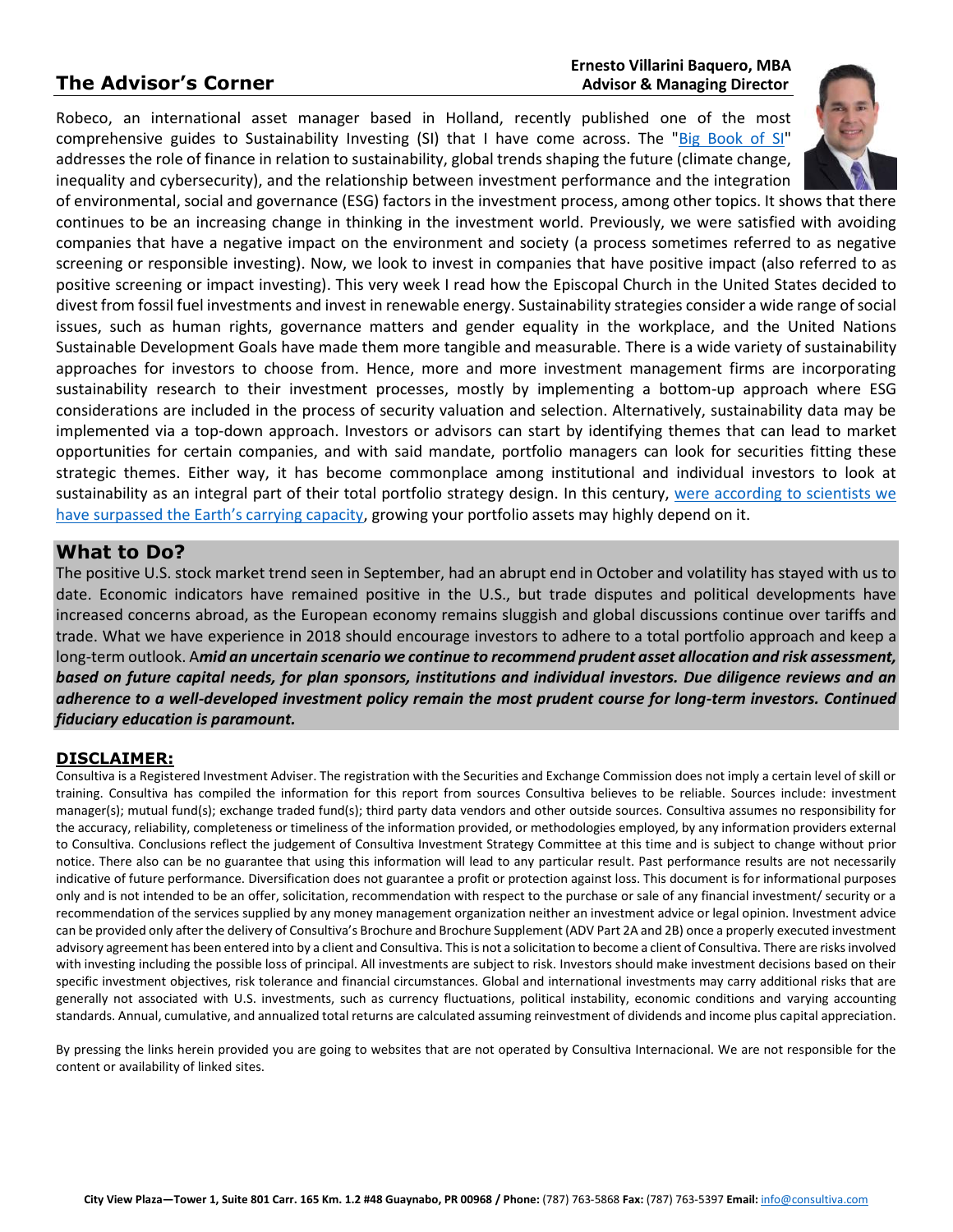## The Advisor's Corner

**Ernesto Villarini Baquero, MBA**
**Advisor & Managing Director**

Robeco, an international asset manager based in Holland, recently published one of the most comprehensive guides to Sustainability Investing (SI) that I have come across. The "Big Book of SI" addresses the role of finance in relation to sustainability, global trends shaping the future (climate change, inequality and cybersecurity), and the relationship between investment performance and the integration of environmental, social and governance (ESG) factors in the investment process, among other topics. It shows that there continues to be an increasing change in thinking in the investment world. Previously, we were satisfied with avoiding companies that have a negative impact on the environment and society (a process sometimes referred to as negative screening or responsible investing). Now, we look to invest in companies that have positive impact (also referred to as positive screening or impact investing). This very week I read how the Episcopal Church in the United States decided to divest from fossil fuel investments and invest in renewable energy. Sustainability strategies consider a wide range of social issues, such as human rights, governance matters and gender equality in the workplace, and the United Nations Sustainable Development Goals have made them more tangible and measurable. There is a wide variety of sustainability approaches for investors to choose from. Hence, more and more investment management firms are incorporating sustainability research to their investment processes, mostly by implementing a bottom-up approach where ESG considerations are included in the process of security valuation and selection. Alternatively, sustainability data may be implemented via a top-down approach. Investors or advisors can start by identifying themes that can lead to market opportunities for certain companies, and with said mandate, portfolio managers can look for securities fitting these strategic themes. Either way, it has become commonplace among institutional and individual investors to look at sustainability as an integral part of their total portfolio strategy design. In this century, were according to scientists we have surpassed the Earth's carrying capacity, growing your portfolio assets may highly depend on it.

## What to Do?

The positive U.S. stock market trend seen in September, had an abrupt end in October and volatility has stayed with us to date. Economic indicators have remained positive in the U.S., but trade disputes and political developments have increased concerns abroad, as the European economy remains sluggish and global discussions continue over tariffs and trade. What we have experience in 2018 should encourage investors to adhere to a total portfolio approach and keep a long-term outlook. A***mid an uncertain scenario we continue to recommend prudent asset allocation and risk assessment, based on future capital needs, for plan sponsors, institutions and individual investors. Due diligence reviews and an adherence to a well-developed investment policy remain the most prudent course for long-term investors. Continued fiduciary education is paramount.***

### DISCLAIMER:

Consultiva is a Registered Investment Adviser. The registration with the Securities and Exchange Commission does not imply a certain level of skill or training. Consultiva has compiled the information for this report from sources Consultiva believes to be reliable. Sources include: investment manager(s); mutual fund(s); exchange traded fund(s); third party data vendors and other outside sources. Consultiva assumes no responsibility for the accuracy, reliability, completeness or timeliness of the information provided, or methodologies employed, by any information providers external to Consultiva. Conclusions reflect the judgement of Consultiva Investment Strategy Committee at this time and is subject to change without prior notice. There also can be no guarantee that using this information will lead to any particular result. Past performance results are not necessarily indicative of future performance. Diversification does not guarantee a profit or protection against loss. This document is for informational purposes only and is not intended to be an offer, solicitation, recommendation with respect to the purchase or sale of any financial investment/ security or a recommendation of the services supplied by any money management organization neither an investment advice or legal opinion. Investment advice can be provided only after the delivery of Consultiva's Brochure and Brochure Supplement (ADV Part 2A and 2B) once a properly executed investment advisory agreement has been entered into by a client and Consultiva. This is not a solicitation to become a client of Consultiva. There are risks involved with investing including the possible loss of principal. All investments are subject to risk. Investors should make investment decisions based on their specific investment objectives, risk tolerance and financial circumstances. Global and international investments may carry additional risks that are generally not associated with U.S. investments, such as currency fluctuations, political instability, economic conditions and varying accounting standards. Annual, cumulative, and annualized total returns are calculated assuming reinvestment of dividends and income plus capital appreciation.

By pressing the links herein provided you are going to websites that are not operated by Consultiva Internacional. We are not responsible for the content or availability of linked sites.

**City View Plaza—Tower 1, Suite 801 Carr. 165 Km. 1.2 #48 Guaynabo, PR 00968 / Phone:** (787) 763-5868 **Fax:** (787) 763-5397 **Email:** info@consultiva.com